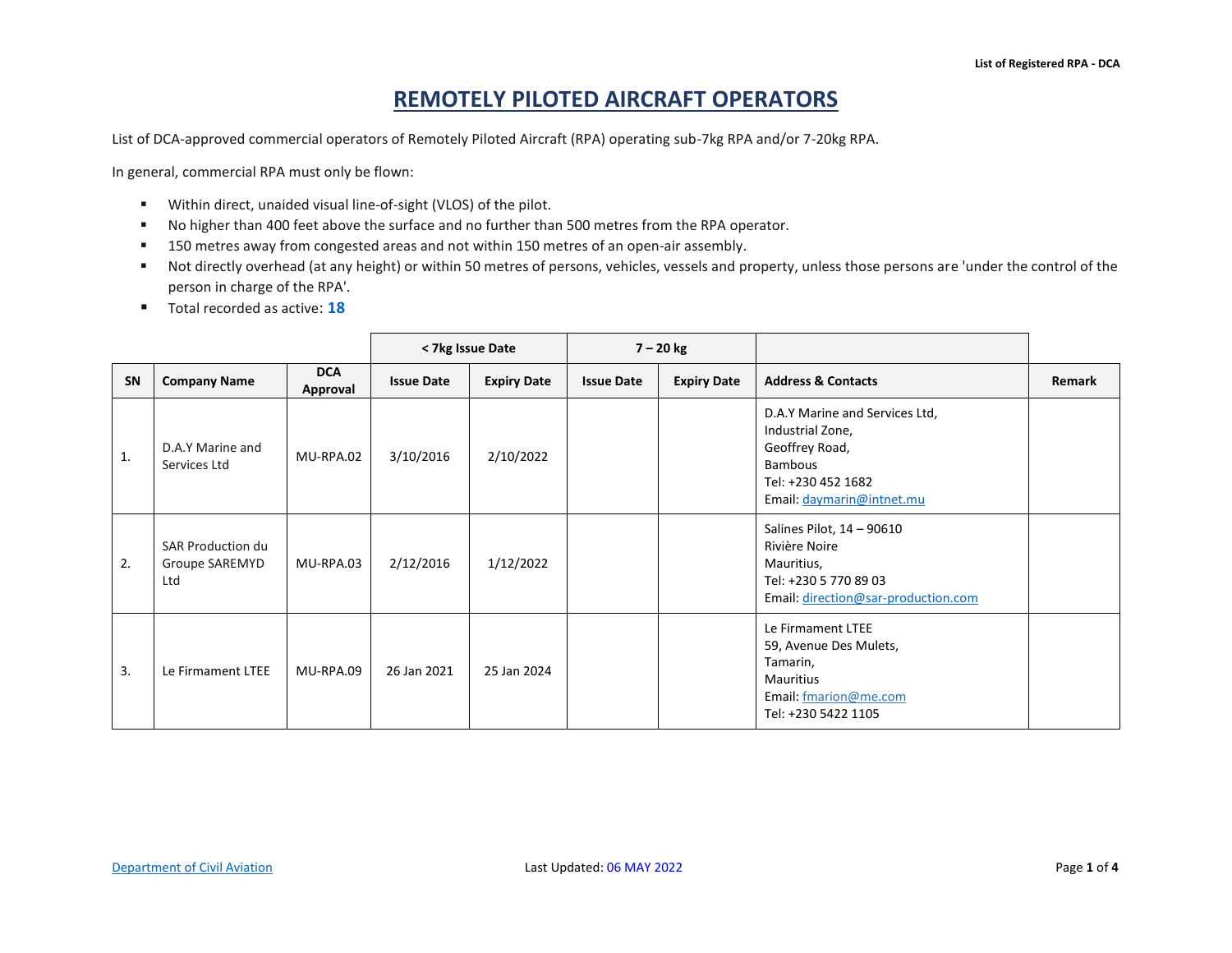# REMOTELY PILOTED AIRCRAFT OPERATORS

List of DCA-approved commercial operators of Remotely Piloted Aircraft (RPA) operating sub-7kg RPA and/or 7-20kg RPA.

In general, commercial RPA must only be flown:

- Within direct, unaided visual line-of-sight (VLOS) of the pilot.
- No higher than 400 feet above the surface and no further than 500 metres from the RPA operator.
- 150 metres away from congested areas and not within 150 metres of an open-air assembly.
- Not directly overhead (at any height) or within 50 metres of persons, vehicles, vessels and property, unless those persons are 'under the control of the person in charge of the RPA'.
- Total recorded as active: **18**

| | | | < 7kg Issue Date | | 7 – 20 kg | | | |
|---|---|---|---|---|---|---|---|---|
| **SN** | **Company Name** | **DCA Approval** | **Issue Date** | **Expiry Date** | **Issue Date** | **Expiry Date** | **Address & Contacts** | **Remark** |
| 1. | D.A.Y Marine and Services Ltd | MU-RPA.02 | 3/10/2016 | 2/10/2022 | | | D.A.Y Marine and Services Ltd, Industrial Zone, Geoffrey Road, Bambous Tel: +230 452 1682 Email: daymarin@intnet.mu | |
| 2. | SAR Production du Groupe SAREMYD Ltd | MU-RPA.03 | 2/12/2016 | 1/12/2022 | | | Salines Pilot, 14 – 90610 Rivière Noire Mauritius, Tel: +230 5 770 89 03 Email: direction@sar-production.com | |
| 3. | Le Firmament LTEE | MU-RPA.09 | 26 Jan 2021 | 25 Jan 2024 | | | Le Firmament LTEE 59, Avenue Des Mulets, Tamarin, Mauritius Email: fmarion@me.com Tel: +230 5422 1105 | |

Department of Civil Aviation | Last Updated: 06 MAY 2022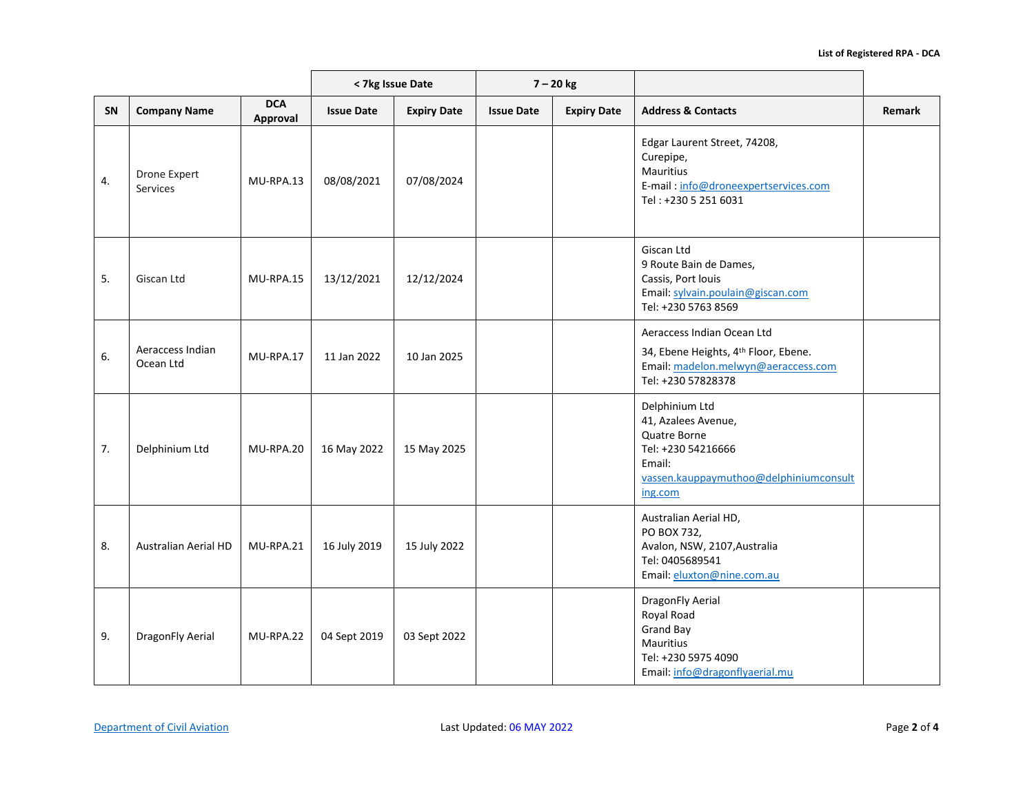| | | | < 7kg Issue Date | | 7 – 20 kg | | | |
|---|---|---|---|---|---|---|---|---|
| SN | Company Name | DCA Approval | Issue Date | Expiry Date | Issue Date | Expiry Date | Address & Contacts | Remark |
| 4. | Drone Expert Services | MU-RPA.13 | 08/08/2021 | 07/08/2024 | | | Edgar Laurent Street, 74208, Curepipe, Mauritius E-mail : info@droneexpertservices.com Tel : +230 5 251 6031 | |
| 5. | Giscan Ltd | MU-RPA.15 | 13/12/2021 | 12/12/2024 | | | Giscan Ltd 9 Route Bain de Dames, Cassis, Port louis Email: sylvain.poulain@giscan.com Tel: +230 5763 8569 | |
| 6. | Aeraccess Indian Ocean Ltd | MU-RPA.17 | 11 Jan 2022 | 10 Jan 2025 | | | Aeraccess Indian Ocean Ltd 34, Ebene Heights, 4th Floor, Ebene. Email: madelon.melwyn@aeraccess.com Tel: +230 57828378 | |
| 7. | Delphinium Ltd | MU-RPA.20 | 16 May 2022 | 15 May 2025 | | | Delphinium Ltd 41, Azalees Avenue, Quatre Borne Tel: +230 54216666 Email: vassen.kauppaymuthoo@delphiniumconsulting.com | |
| 8. | Australian Aerial HD | MU-RPA.21 | 16 July 2019 | 15 July 2022 | | | Australian Aerial HD, PO BOX 732, Avalon, NSW, 2107,Australia Tel: 0405689541 Email: eluxton@nine.com.au | |
| 9. | DragonFly Aerial | MU-RPA.22 | 04 Sept 2019 | 03 Sept 2022 | | | DragonFly Aerial Royal Road Grand Bay Mauritius Tel: +230 5975 4090 Email: info@dragonflyaerial.mu | |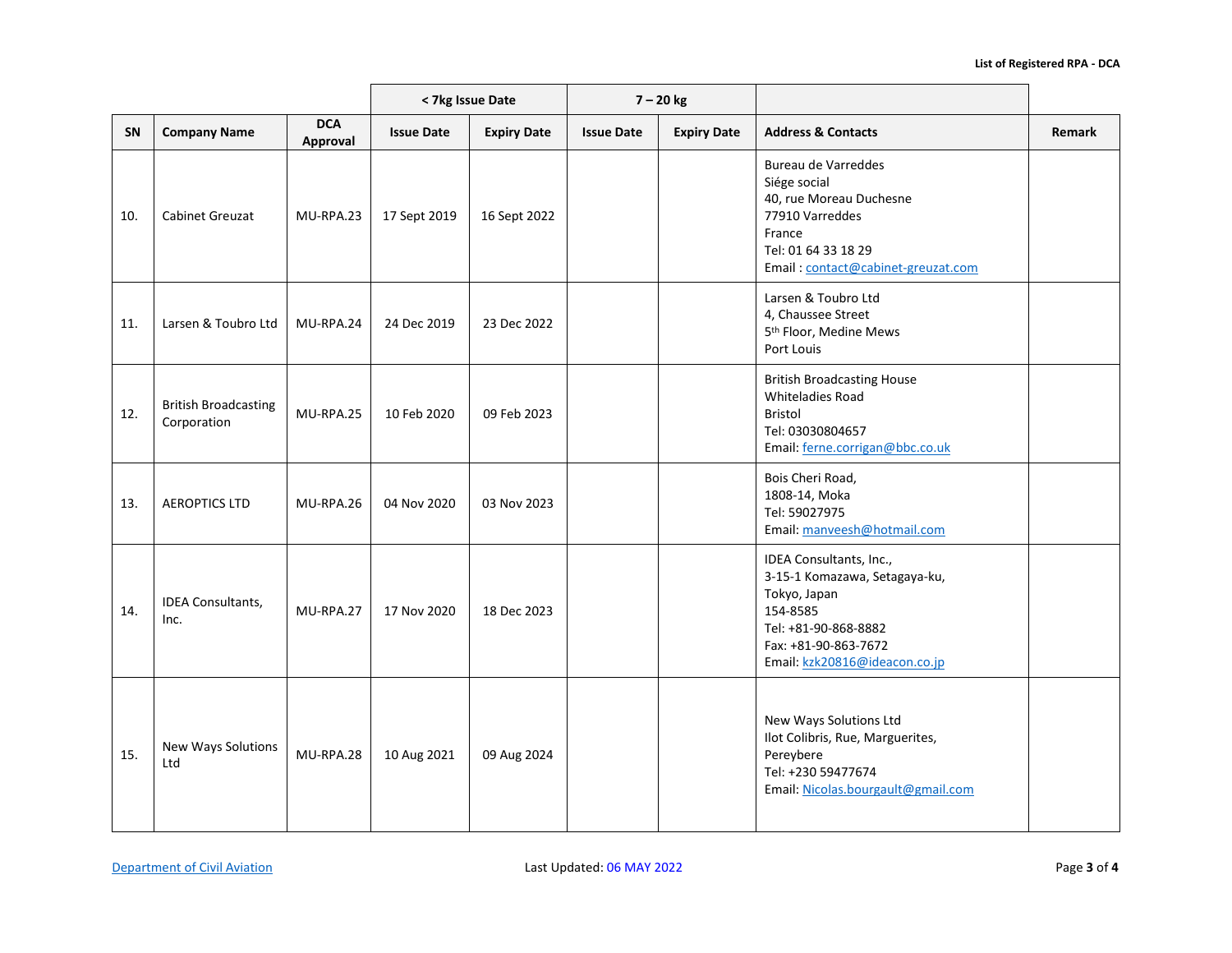| | | | < 7kg Issue Date | | 7 – 20 kg | | | |
|---|---|---|---|---|---|---|---|---|
| **SN** | **Company Name** | **DCA Approval** | **Issue Date** | **Expiry Date** | **Issue Date** | **Expiry Date** | **Address & Contacts** | **Remark** |
| 10. | Cabinet Greuzat | MU-RPA.23 | 17 Sept 2019 | 16 Sept 2022 | | | Bureau de Varreddes<br>Siége social<br>40, rue Moreau Duchesne<br>77910 Varreddes<br>France<br>Tel: 01 64 33 18 29<br>Email : contact@cabinet-greuzat.com | |
| 11. | Larsen & Toubro Ltd | MU-RPA.24 | 24 Dec 2019 | 23 Dec 2022 | | | Larsen & Toubro Ltd<br>4, Chaussee Street<br>5th Floor, Medine Mews<br>Port Louis | |
| 12. | British Broadcasting Corporation | MU-RPA.25 | 10 Feb 2020 | 09 Feb 2023 | | | British Broadcasting House<br>Whiteladies Road<br>Bristol<br>Tel: 03030804657<br>Email: ferne.corrigan@bbc.co.uk | |
| 13. | AEROPTICS LTD | MU-RPA.26 | 04 Nov 2020 | 03 Nov 2023 | | | Bois Cheri Road,<br>1808-14, Moka<br>Tel: 59027975<br>Email: manveesh@hotmail.com | |
| 14. | IDEA Consultants, Inc. | MU-RPA.27 | 17 Nov 2020 | 18 Dec 2023 | | | IDEA Consultants, Inc.,<br>3-15-1 Komazawa, Setagaya-ku,<br>Tokyo, Japan<br>154-8585<br>Tel: +81-90-868-8882<br>Fax: +81-90-863-7672<br>Email: kzk20816@ideacon.co.jp | |
| 15. | New Ways Solutions Ltd | MU-RPA.28 | 10 Aug 2021 | 09 Aug 2024 | | | New Ways Solutions Ltd<br>Ilot Colibris, Rue, Marguerites,<br>Pereybere<br>Tel: +230 59477674<br>Email: Nicolas.bourgault@gmail.com | |

Department of Civil Aviation — Last Updated: 06 MAY 2022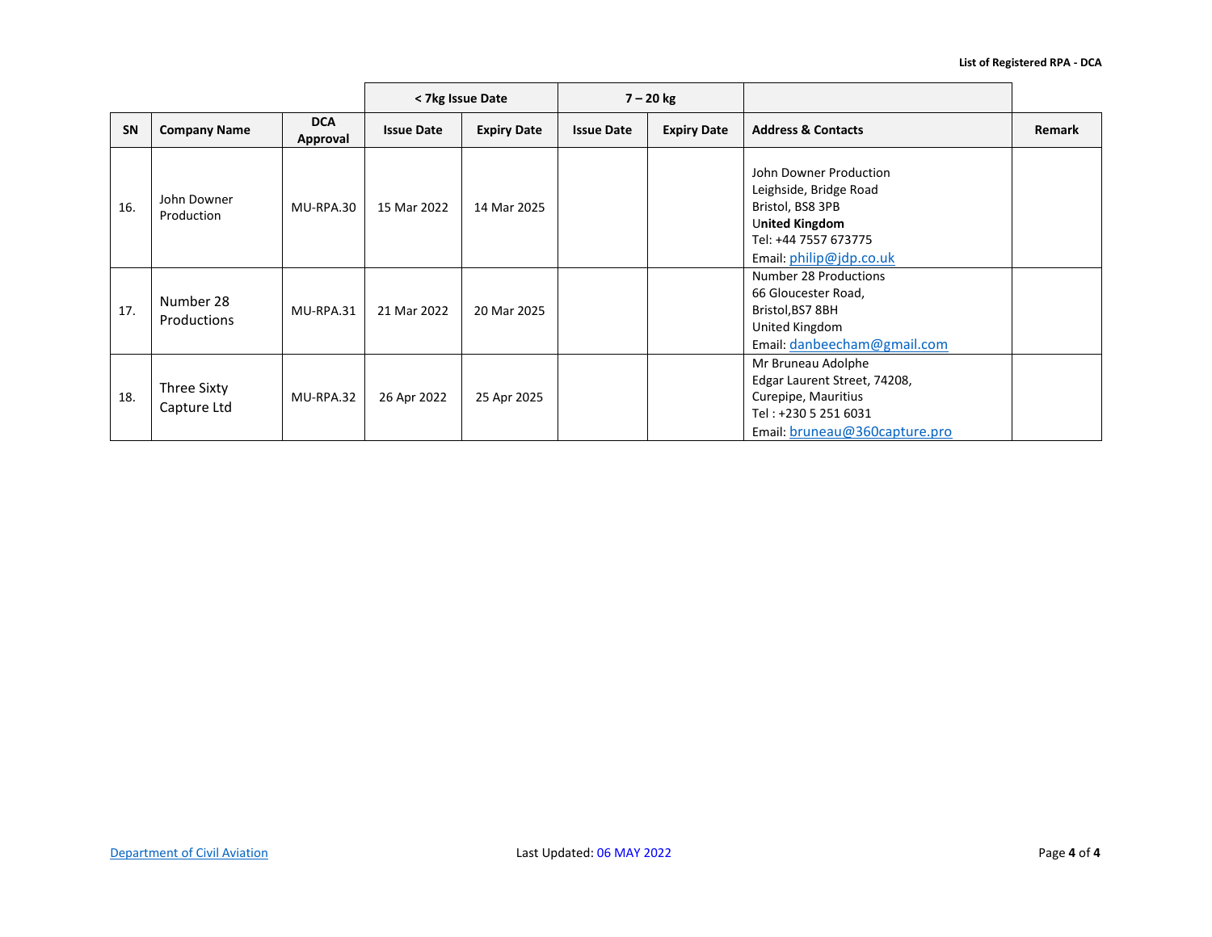| | | | < 7kg Issue Date | | 7 – 20 kg | | | |
|---|---|---|---|---|---|---|---|---|
| **SN** | **Company Name** | **DCA Approval** | **Issue Date** | **Expiry Date** | **Issue Date** | **Expiry Date** | **Address & Contacts** | **Remark** |
| 16. | John Downer Production | MU-RPA.30 | 15 Mar 2022 | 14 Mar 2025 | | | John Downer Production<br>Leighside, Bridge Road<br>Bristol, BS8 3PB<br>U**nited Kingdom**<br>Tel: +44 7557 673775<br>Email: philip@jdp.co.uk | |
| 17. | Number 28 Productions | MU-RPA.31 | 21 Mar 2022 | 20 Mar 2025 | | | Number 28 Productions<br>66 Gloucester Road,<br>Bristol,BS7 8BH<br>United Kingdom<br>Email: danbeecham@gmail.com | |
| 18. | Three Sixty Capture Ltd | MU-RPA.32 | 26 Apr 2022 | 25 Apr 2025 | | | Mr Bruneau Adolphe<br>Edgar Laurent Street, 74208,<br>Curepipe, Mauritius<br>Tel : +230 5 251 6031<br>Email: bruneau@360capture.pro | |

Department of Civil Aviation

Last Updated: 06 MAY 2022